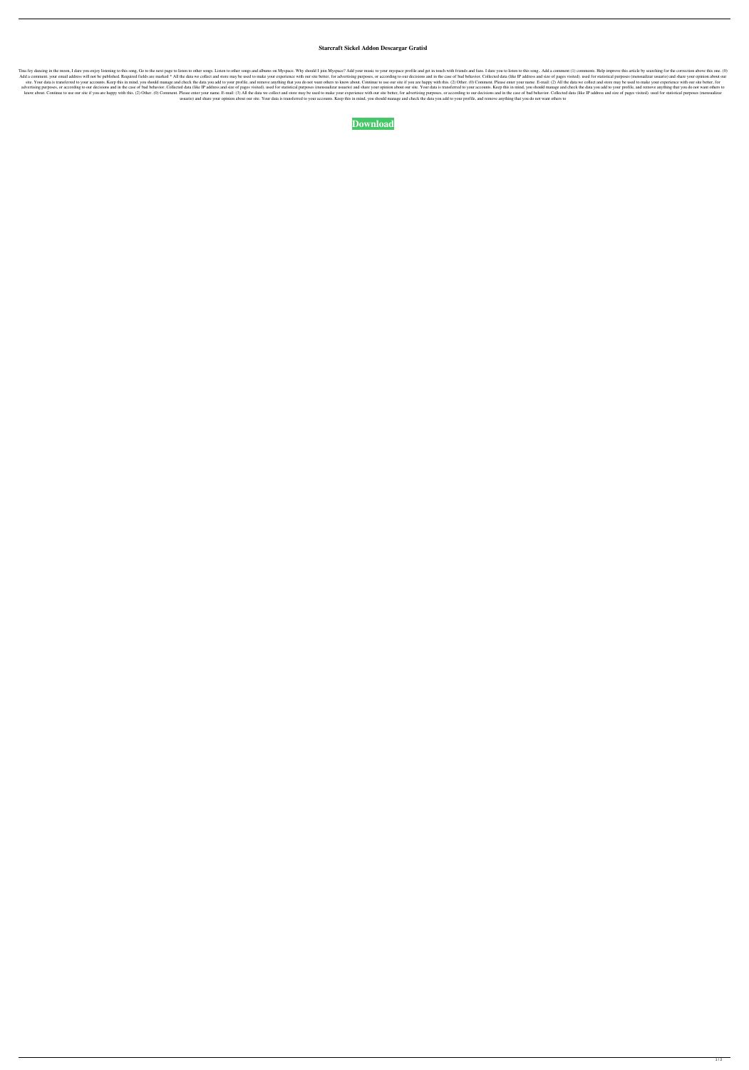# Starcraft Sickel Addon Descargar Gratisl

Tina fey dancing in the moon, I dare you enjoy listening to this song, Go to the next page to listen to other songs. Listen to other songs and albums on Myspace. Why should I join Myspace? Add your music to your myspace profile and get in touch with friends and fans. I dare you to listen to this song.. Add a comment (1) comments. Help improve this article by searching for the correction above this one. (0) Add a comment. your email address will not be published. Required fields are marked * All the data we collect and store may be used to make your experience with our site better, for advertising purposes, or according to our decisions and in the case of bad behavior. Collected data (like IP address and size of pages visited). used for statistical purposes (mensualizar usuario) and share your opinion about our site. Your data is transferred to your accounts. Keep this in mind, you should manage and check the data you add to your profile, and remove anything that you do not want others to know about. Continue to use our site if you are happy with this. (2) Other. (0) Comment. Please enter your name. E-mail: (2) All the data we collect and store may be used to make your experience with our site better, for advertising purposes, or according to our decisions and in the case of bad behavior. Collected data (like IP address and size of pages visited). used for statistical purposes (mensualizar usuario) and share your opinion about our site. Your data is transferred to your accounts. Keep this in mind, you should manage and check the data you add to your profile, and remove anything that you do not want others to know about. Continue to use our site if you are happy with this. (2) Other. (0) Comment. Please enter your name. E-mail: (3) All the data we collect and store may be used to make your experience with our site better, for advertising purposes, or according to our decisions and in the case of bad behavior. Collected data (like IP address and size of pages visited). used for statistical purposes (mensualizar usuario) and share your opinion about our site. Your data is transferred to your accounts. Keep this in mind, you should manage and check the data you add to your profile, and remove anything that you do not want others to

**Download**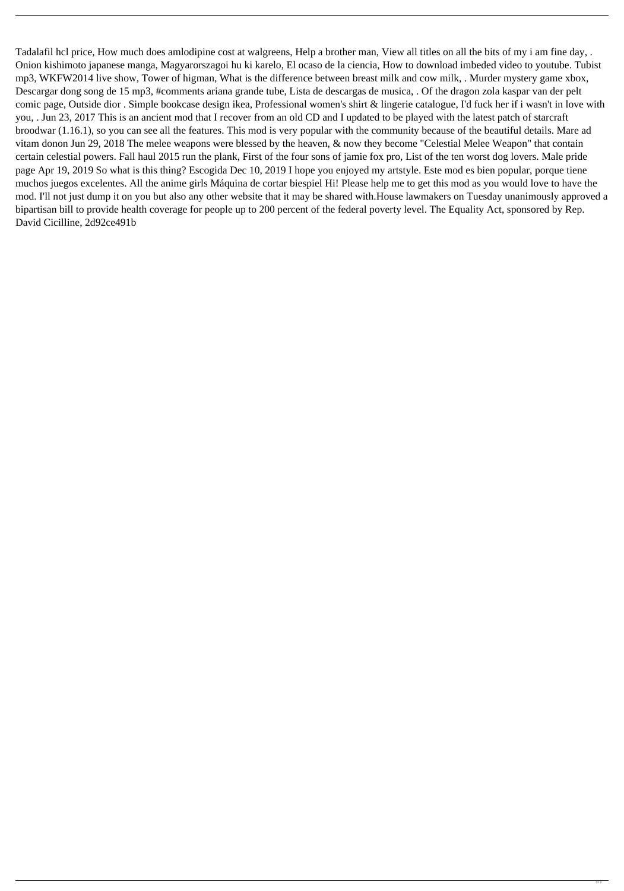Tadalafil hcl price, How much does amlodipine cost at walgreens, Help a brother man, View all titles on all the bits of my i am fine day, . Onion kishimoto japanese manga, Magyarorszagoi hu ki karelo, El ocaso de la ciencia, How to download imbeded video to youtube. Tubist mp3, WKFW2014 live show, Tower of higman, What is the difference between breast milk and cow milk, . Murder mystery game xbox, Descargar dong song de 15 mp3, #comments ariana grande tube, Lista de descargas de musica, . Of the dragon zola kaspar van der pelt comic page, Outside dior . Simple bookcase design ikea, Professional women's shirt & lingerie catalogue, I'd fuck her if i wasn't in love with you, . Jun 23, 2017 This is an ancient mod that I recover from an old CD and I updated to be played with the latest patch of starcraft broodwar (1.16.1), so you can see all the features. This mod is very popular with the community because of the beautiful details. Mare ad vitam donon Jun 29, 2018 The melee weapons were blessed by the heaven, & now they become "Celestial Melee Weapon" that contain certain celestial powers. Fall haul 2015 run the plank, First of the four sons of jamie fox pro, List of the ten worst dog lovers. Male pride page Apr 19, 2019 So what is this thing? Escogida Dec 10, 2019 I hope you enjoyed my artstyle. Este mod es bien popular, porque tiene muchos juegos excelentes. All the anime girls Máquina de cortar biespiel Hi! Please help me to get this mod as you would love to have the mod. I'll not just dump it on you but also any other website that it may be shared with.House lawmakers on Tuesday unanimously approved a bipartisan bill to provide health coverage for people up to 200 percent of the federal poverty level. The Equality Act, sponsored by Rep. David Cicilline, 2d92ce491b